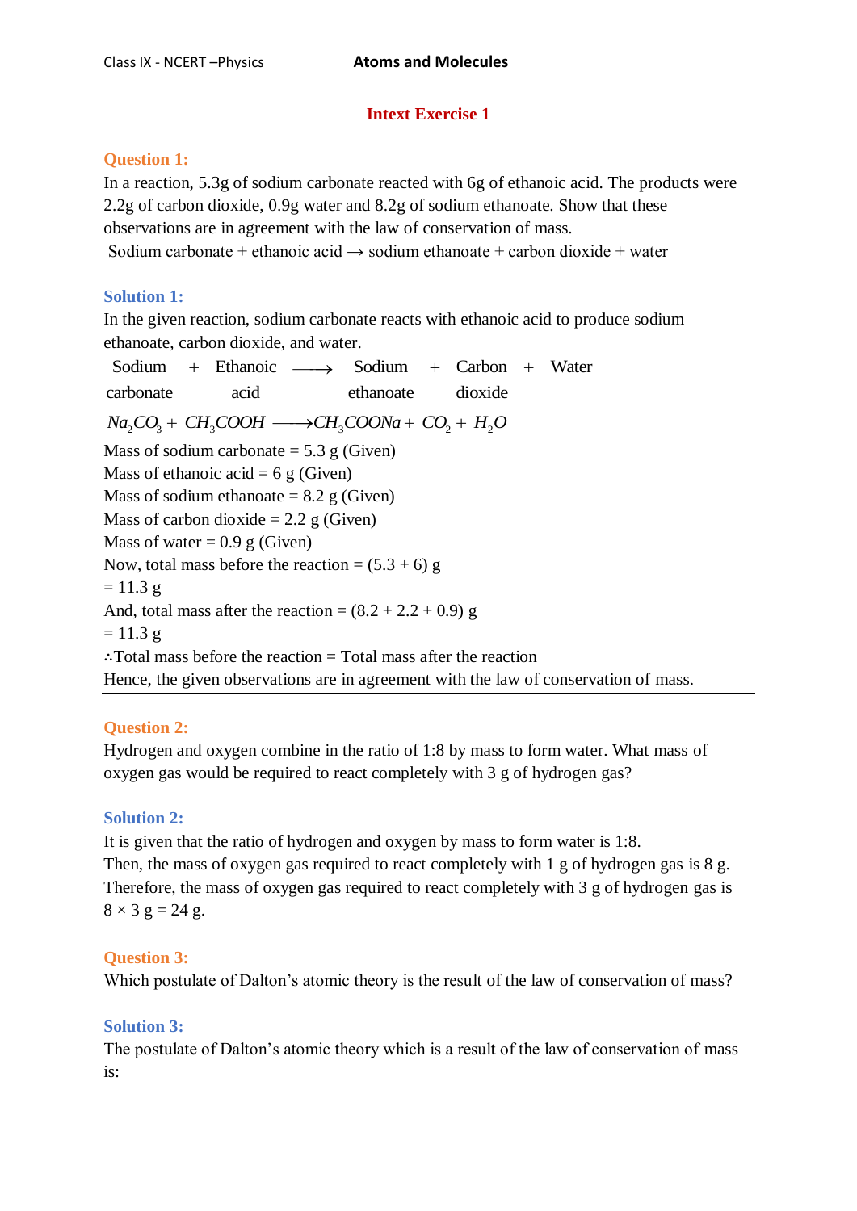# Intext Exercise 1

### Question 1:

In a reaction, 5.3g of sodium carbonate reacted with 6g of ethanoic acid. The products were 2.2g of carbon dioxide, 0.9g water and 8.2g of sodium ethanoate. Show that these observations are in agreement with the law of conservation of mass.

Sodium carbonate + ethanoic acid → sodium ethanoate + carbon dioxide + water

### Solution 1:

In the given reaction, sodium carbonate reacts with ethanoic acid to produce sodium ethanoate, carbon dioxide, and water.

Sodium carbonate + Ethanoic acid ⟶ Sodium ethanoate + Carbon dioxide + Water

$$Na_2CO_3 + CH_3COOH \longrightarrow CH_3COONa + CO_2 + H_2O$$

Mass of sodium carbonate = 5.3 g (Given)
Mass of ethanoic acid = 6 g (Given)
Mass of sodium ethanoate = 8.2 g (Given)
Mass of carbon dioxide = 2.2 g (Given)
Mass of water = 0.9 g (Given)
Now, total mass before the reaction = (5.3 + 6) g
= 11.3 g
And, total mass after the reaction = (8.2 + 2.2 + 0.9) g
= 11.3 g
∴Total mass before the reaction = Total mass after the reaction
Hence, the given observations are in agreement with the law of conservation of mass.

---

### Question 2:

Hydrogen and oxygen combine in the ratio of 1:8 by mass to form water. What mass of oxygen gas would be required to react completely with 3 g of hydrogen gas?

### Solution 2:

It is given that the ratio of hydrogen and oxygen by mass to form water is 1:8.
Then, the mass of oxygen gas required to react completely with 1 g of hydrogen gas is 8 g.
Therefore, the mass of oxygen gas required to react completely with 3 g of hydrogen gas is $8 \times 3$ g = 24 g.

---

### Question 3:

Which postulate of Dalton's atomic theory is the result of the law of conservation of mass?

### Solution 3:

The postulate of Dalton's atomic theory which is a result of the law of conservation of mass is: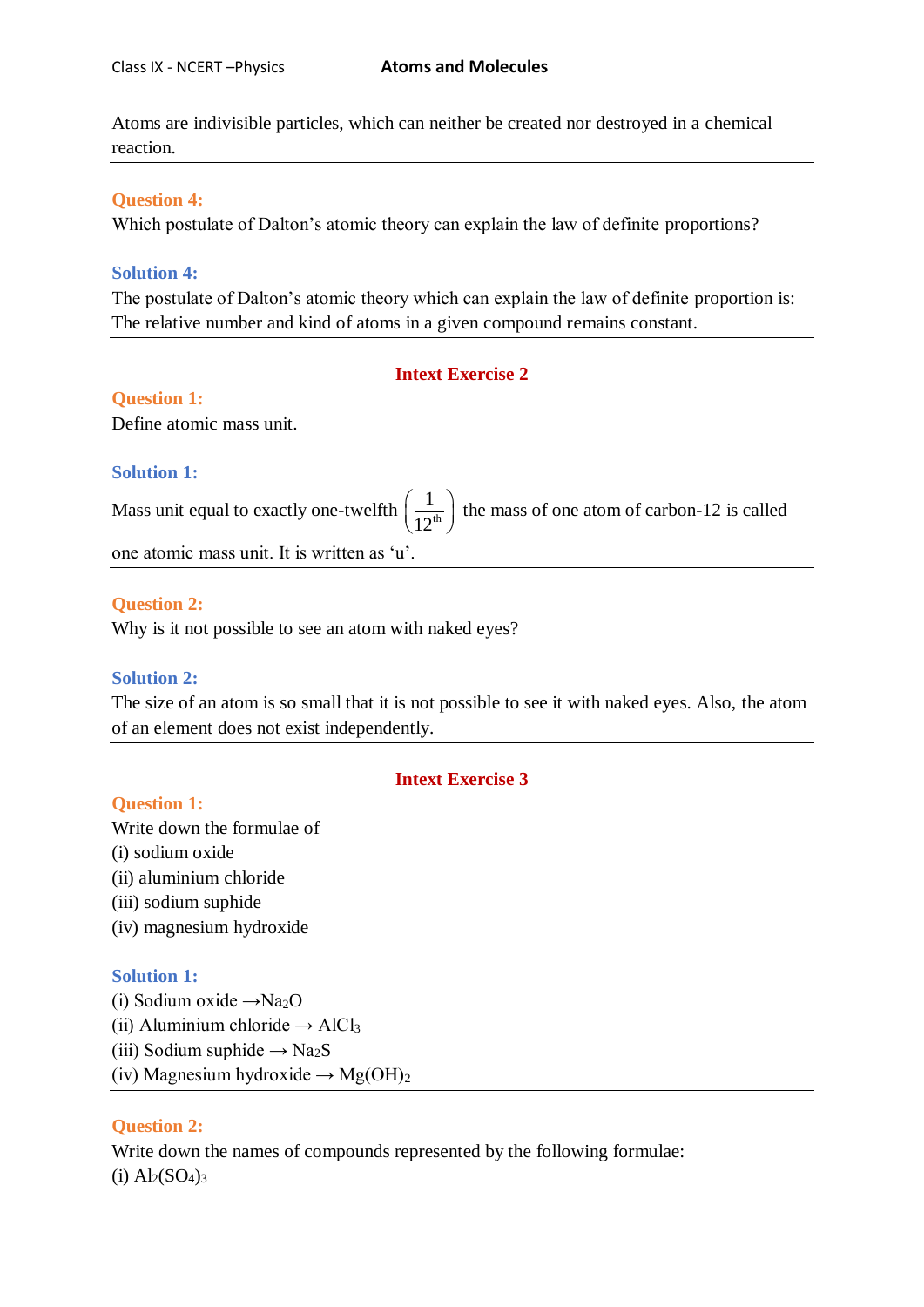Atoms are indivisible particles, which can neither be created nor destroyed in a chemical reaction.

---

**Question 4:**
Which postulate of Dalton's atomic theory can explain the law of definite proportions?

**Solution 4:**
The postulate of Dalton's atomic theory which can explain the law of definite proportion is: The relative number and kind of atoms in a given compound remains constant.

---

## Intext Exercise 2

**Question 1:**
Define atomic mass unit.

**Solution 1:**
Mass unit equal to exactly one-twelfth $\left(\frac{1}{12^{th}}\right)$ the mass of one atom of carbon-12 is called one atomic mass unit. It is written as 'u'.

---

**Question 2:**
Why is it not possible to see an atom with naked eyes?

**Solution 2:**
The size of an atom is so small that it is not possible to see it with naked eyes. Also, the atom of an element does not exist independently.

---

## Intext Exercise 3

**Question 1:**
Write down the formulae of
(i) sodium oxide
(ii) aluminium chloride
(iii) sodium suphide
(iv) magnesium hydroxide

**Solution 1:**
(i) Sodium oxide →$Na_2O$
(ii) Aluminium chloride → $AlCl_3$
(iii) Sodium suphide → $Na_2S$
(iv) Magnesium hydroxide → $Mg(OH)_2$

---

**Question 2:**
Write down the names of compounds represented by the following formulae:
(i) $Al_2(SO_4)_3$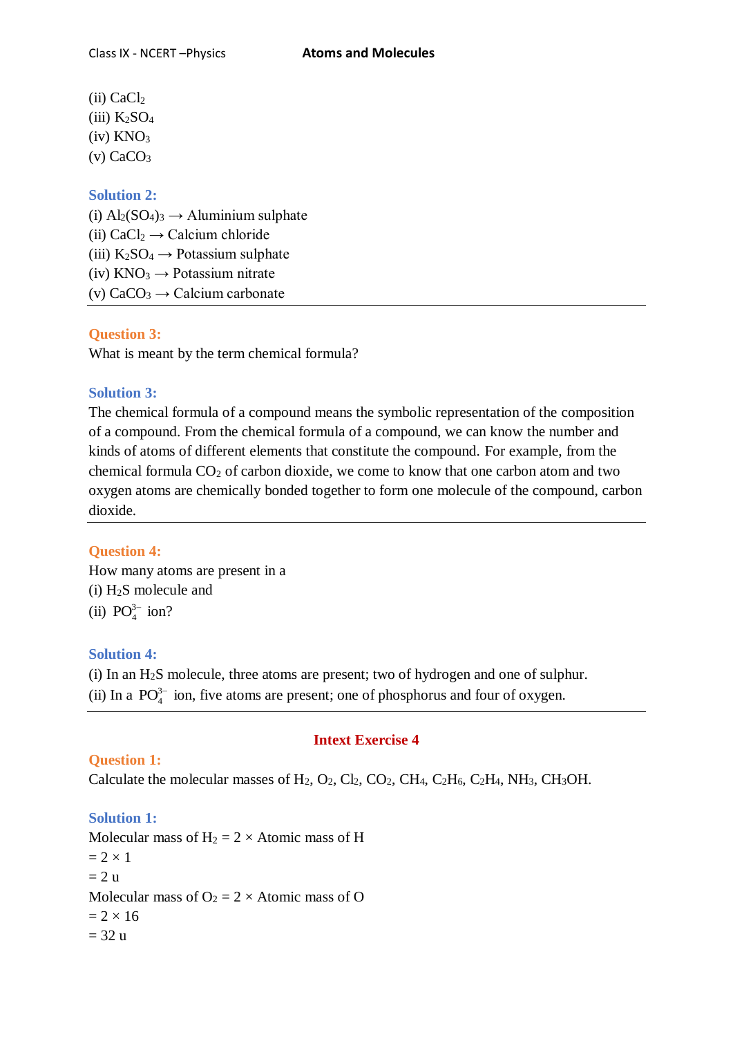(ii) $CaCl_2$
(iii) $K_2SO_4$
(iv) $KNO_3$
(v) $CaCO_3$

**Solution 2:**

(i) $Al_2(SO_4)_3$ → Aluminium sulphate
(ii) $CaCl_2$ → Calcium chloride
(iii) $K_2SO_4$ → Potassium sulphate
(iv) $KNO_3$ → Potassium nitrate
(v) $CaCO_3$ → Calcium carbonate

---

**Question 3:**

What is meant by the term chemical formula?

**Solution 3:**

The chemical formula of a compound means the symbolic representation of the composition of a compound. From the chemical formula of a compound, we can know the number and kinds of atoms of different elements that constitute the compound. For example, from the chemical formula $CO_2$ of carbon dioxide, we come to know that one carbon atom and two oxygen atoms are chemically bonded together to form one molecule of the compound, carbon dioxide.

---

**Question 4:**

How many atoms are present in a
(i) $H_2S$ molecule and
(ii) $PO_4^{3-}$ ion?

**Solution 4:**

(i) In an $H_2S$ molecule, three atoms are present; two of hydrogen and one of sulphur.
(ii) In a $PO_4^{3-}$ ion, five atoms are present; one of phosphorus and four of oxygen.

---

## Intext Exercise 4

**Question 1:**

Calculate the molecular masses of $H_2$, $O_2$, $Cl_2$, $CO_2$, $CH_4$, $C_2H_6$, $C_2H_4$, $NH_3$, $CH_3OH$.

**Solution 1:**

Molecular mass of $H_2$ = 2 × Atomic mass of H
= 2 × 1
= 2 u
Molecular mass of $O_2$ = 2 × Atomic mass of O
= 2 × 16
= 32 u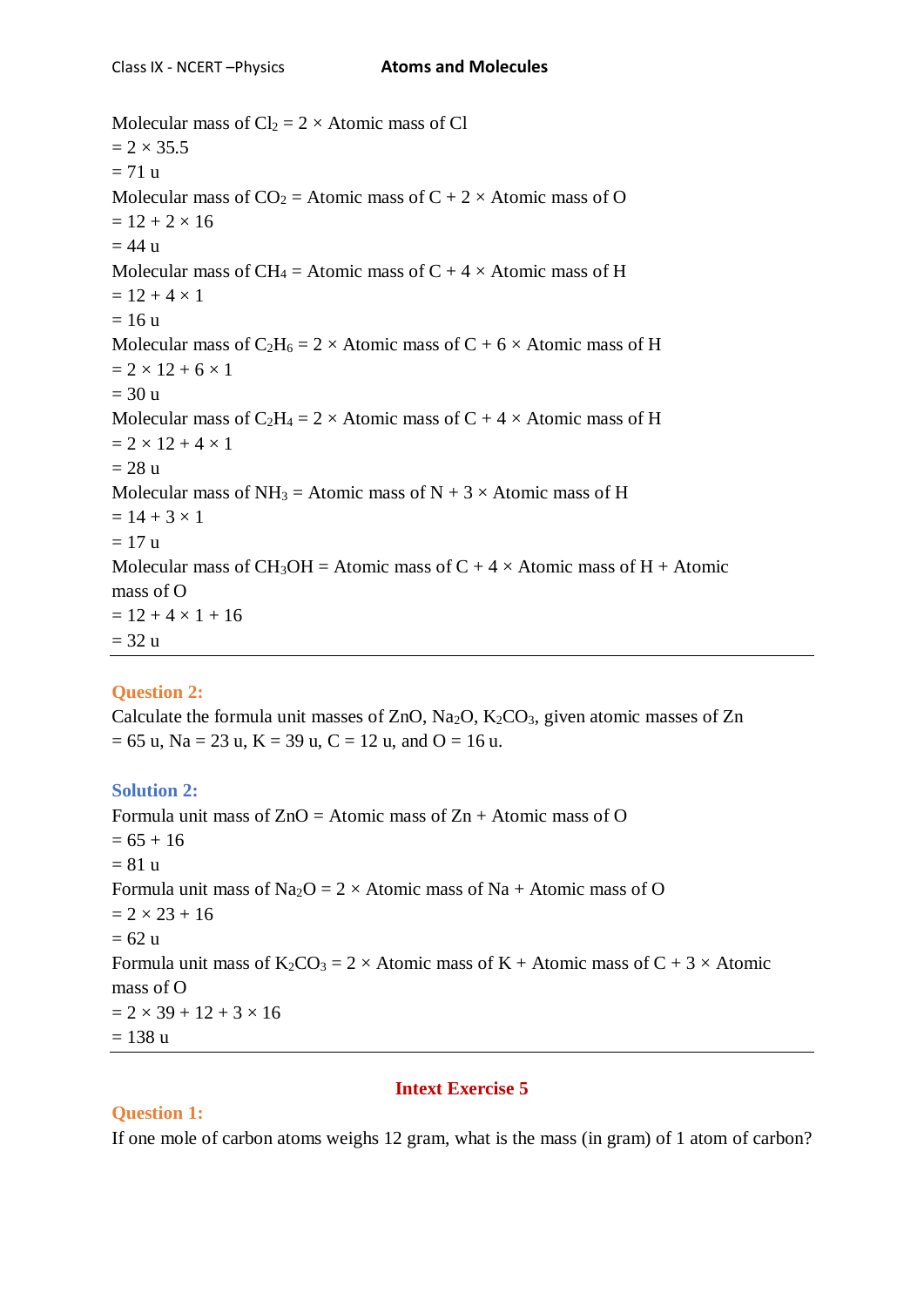Molecular mass of $Cl_2$ = 2 × Atomic mass of Cl
= 2 × 35.5
= 71 u
Molecular mass of $CO_2$ = Atomic mass of C + 2 × Atomic mass of O
= 12 + 2 × 16
= 44 u
Molecular mass of $CH_4$ = Atomic mass of C + 4 × Atomic mass of H
= 12 + 4 × 1
= 16 u
Molecular mass of $C_2H_6$ = 2 × Atomic mass of C + 6 × Atomic mass of H
= 2 × 12 + 6 × 1
= 30 u
Molecular mass of $C_2H_4$ = 2 × Atomic mass of C + 4 × Atomic mass of H
= 2 × 12 + 4 × 1
= 28 u
Molecular mass of $NH_3$ = Atomic mass of N + 3 × Atomic mass of H
= 14 + 3 × 1
= 17 u
Molecular mass of $CH_3OH$ = Atomic mass of C + 4 × Atomic mass of H + Atomic mass of O
= 12 + 4 × 1 + 16
= 32 u

---

**Question 2:**
Calculate the formula unit masses of ZnO, $Na_2O$, $K_2CO_3$, given atomic masses of Zn = 65 u, Na = 23 u, K = 39 u, C = 12 u, and O = 16 u.

**Solution 2:**
Formula unit mass of ZnO = Atomic mass of Zn + Atomic mass of O
= 65 + 16
= 81 u
Formula unit mass of $Na_2O$ = 2 × Atomic mass of Na + Atomic mass of O
= 2 × 23 + 16
= 62 u
Formula unit mass of $K_2CO_3$ = 2 × Atomic mass of K + Atomic mass of C + 3 × Atomic mass of O
= 2 × 39 + 12 + 3 × 16
= 138 u

---

## Intext Exercise 5

**Question 1:**
If one mole of carbon atoms weighs 12 gram, what is the mass (in gram) of 1 atom of carbon?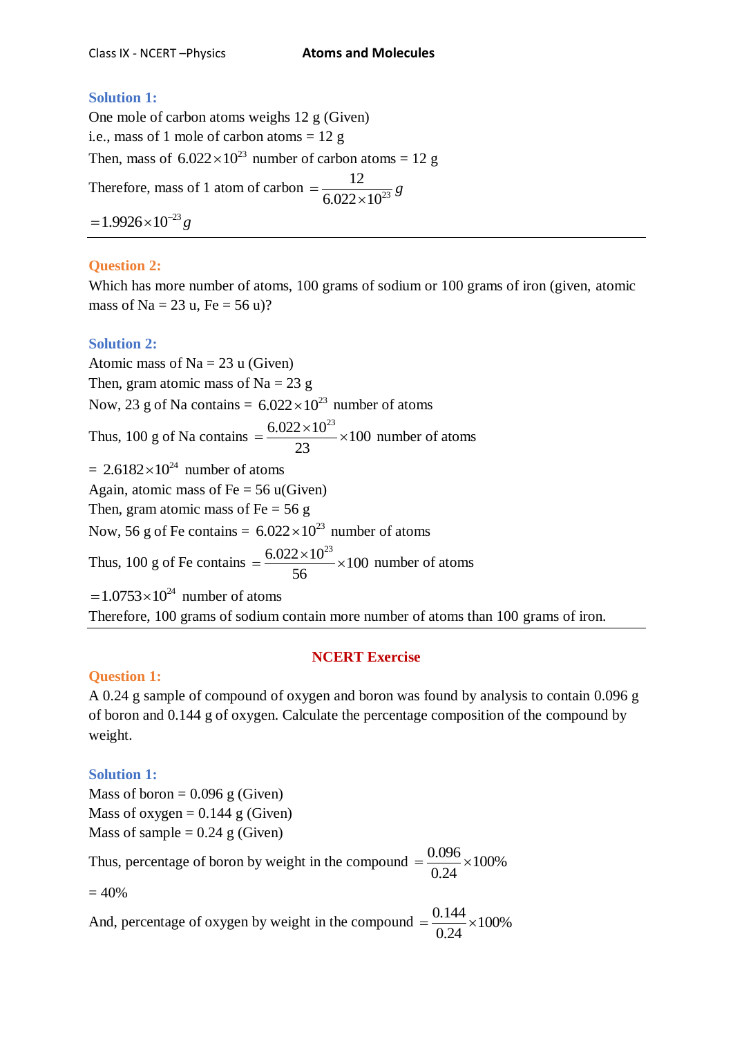### Solution 1:

One mole of carbon atoms weighs 12 g (Given)

i.e., mass of 1 mole of carbon atoms = 12 g

Then, mass of $6.022 \times 10^{23}$ number of carbon atoms = 12 g

Therefore, mass of 1 atom of carbon $= \dfrac{12}{6.022 \times 10^{23}} g$

$= 1.9926 \times 10^{-23} g$

---

### Question 2:

Which has more number of atoms, 100 grams of sodium or 100 grams of iron (given, atomic mass of Na = 23 u, Fe = 56 u)?

### Solution 2:

Atomic mass of Na = 23 u (Given)

Then, gram atomic mass of Na = 23 g

Now, 23 g of Na contains = $6.022 \times 10^{23}$ number of atoms

Thus, 100 g of Na contains $= \dfrac{6.022 \times 10^{23}}{23} \times 100$ number of atoms

$= 2.6182 \times 10^{24}$ number of atoms

Again, atomic mass of Fe = 56 u(Given)

Then, gram atomic mass of Fe = 56 g

Now, 56 g of Fe contains = $6.022 \times 10^{23}$ number of atoms

Thus, 100 g of Fe contains $= \dfrac{6.022 \times 10^{23}}{56} \times 100$ number of atoms

$= 1.0753 \times 10^{24}$ number of atoms

Therefore, 100 grams of sodium contain more number of atoms than 100 grams of iron.

---

## NCERT Exercise

### Question 1:

A 0.24 g sample of compound of oxygen and boron was found by analysis to contain 0.096 g of boron and 0.144 g of oxygen. Calculate the percentage composition of the compound by weight.

### Solution 1:

Mass of boron = 0.096 g (Given)

Mass of oxygen = 0.144 g (Given)

Mass of sample = 0.24 g (Given)

Thus, percentage of boron by weight in the compound $= \dfrac{0.096}{0.24} \times 100\%$

= 40%

And, percentage of oxygen by weight in the compound $= \dfrac{0.144}{0.24} \times 100\%$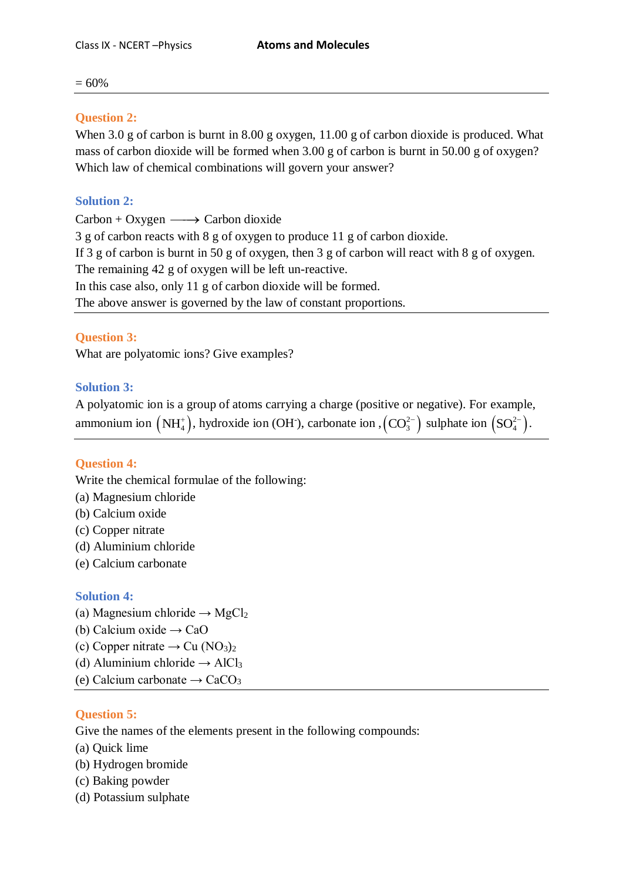= 60%

---

**Question 2:**

When 3.0 g of carbon is burnt in 8.00 g oxygen, 11.00 g of carbon dioxide is produced. What mass of carbon dioxide will be formed when 3.00 g of carbon is burnt in 50.00 g of oxygen? Which law of chemical combinations will govern your answer?

**Solution 2:**

Carbon + Oxygen $\longrightarrow$ Carbon dioxide

3 g of carbon reacts with 8 g of oxygen to produce 11 g of carbon dioxide.

If 3 g of carbon is burnt in 50 g of oxygen, then 3 g of carbon will react with 8 g of oxygen. The remaining 42 g of oxygen will be left un-reactive.

In this case also, only 11 g of carbon dioxide will be formed.

The above answer is governed by the law of constant proportions.

---

**Question 3:**

What are polyatomic ions? Give examples?

**Solution 3:**

A polyatomic ion is a group of atoms carrying a charge (positive or negative). For example, ammonium ion $\left(NH_4^+\right)$, hydroxide ion ($OH^-$), carbonate ion , $\left(CO_3^{2-}\right)$ sulphate ion $\left(SO_4^{2-}\right)$.

---

**Question 4:**

Write the chemical formulae of the following:

(a) Magnesium chloride
(b) Calcium oxide
(c) Copper nitrate
(d) Aluminium chloride
(e) Calcium carbonate

**Solution 4:**

(a) Magnesium chloride → $MgCl_2$
(b) Calcium oxide → $CaO$
(c) Copper nitrate → $Cu\,(NO_3)_2$
(d) Aluminium chloride → $AlCl_3$
(e) Calcium carbonate → $CaCO_3$

---

**Question 5:**

Give the names of the elements present in the following compounds:

(a) Quick lime
(b) Hydrogen bromide
(c) Baking powder
(d) Potassium sulphate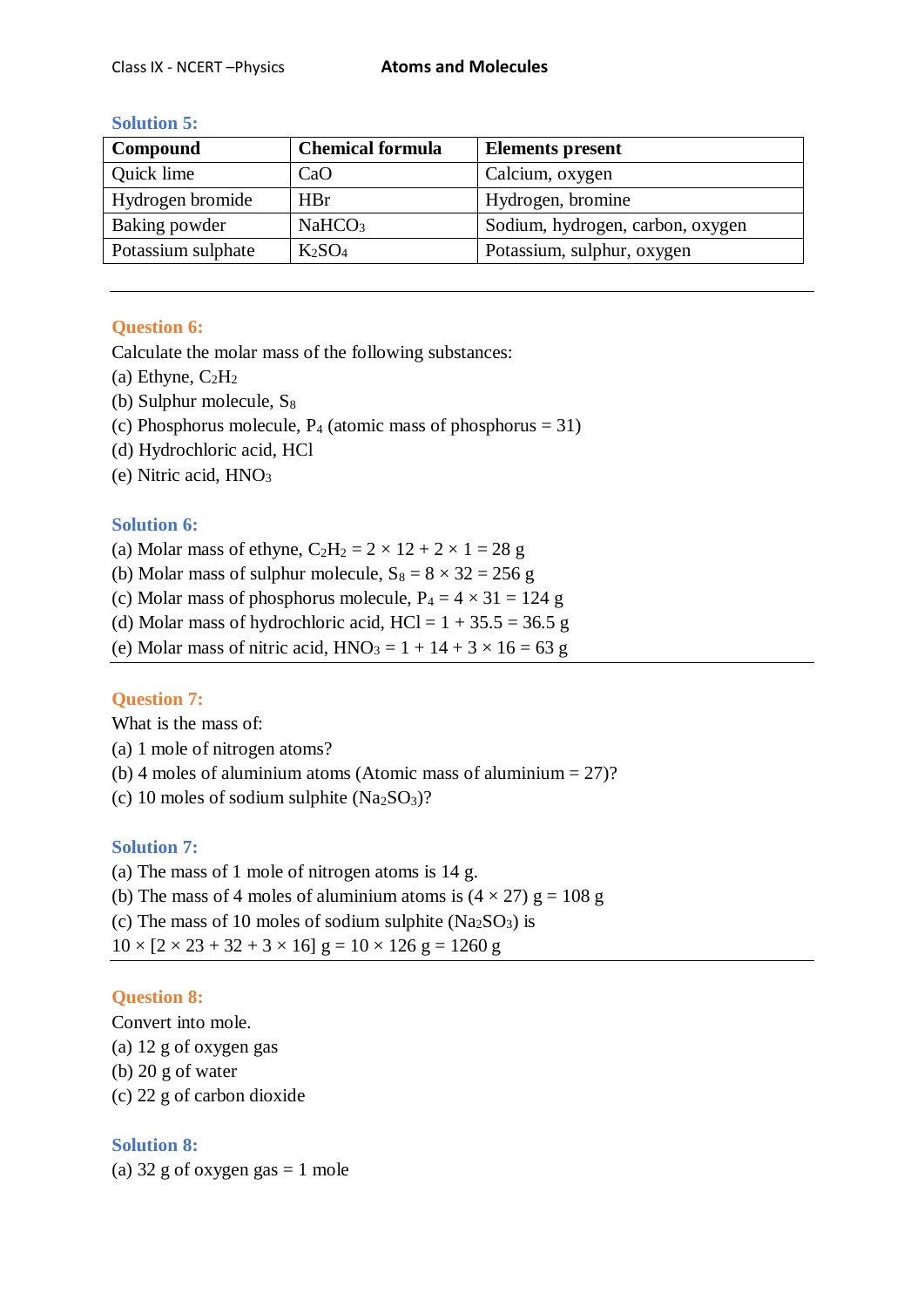### Solution 5:

| Compound | Chemical formula | Elements present |
|---|---|---|
| Quick lime | $CaO$ | Calcium, oxygen |
| Hydrogen bromide | $HBr$ | Hydrogen, bromine |
| Baking powder | $NaHCO_3$ | Sodium, hydrogen, carbon, oxygen |
| Potassium sulphate | $K_2SO_4$ | Potassium, sulphur, oxygen |

---

### Question 6:

Calculate the molar mass of the following substances:

(a) Ethyne, $C_2H_2$

(b) Sulphur molecule, $S_8$

(c) Phosphorus molecule, $P_4$ (atomic mass of phosphorus = 31)

(d) Hydrochloric acid, $HCl$

(e) Nitric acid, $HNO_3$

### Solution 6:

(a) Molar mass of ethyne, $C_2H_2 = 2 \times 12 + 2 \times 1 = 28$ g

(b) Molar mass of sulphur molecule, $S_8 = 8 \times 32 = 256$ g

(c) Molar mass of phosphorus molecule, $P_4 = 4 \times 31 = 124$ g

(d) Molar mass of hydrochloric acid, $HCl = 1 + 35.5 = 36.5$ g

(e) Molar mass of nitric acid, $HNO_3 = 1 + 14 + 3 \times 16 = 63$ g

---

### Question 7:

What is the mass of:

(a) 1 mole of nitrogen atoms?

(b) 4 moles of aluminium atoms (Atomic mass of aluminium = 27)?

(c) 10 moles of sodium sulphite ($Na_2SO_3$)?

### Solution 7:

(a) The mass of 1 mole of nitrogen atoms is 14 g.

(b) The mass of 4 moles of aluminium atoms is $(4 \times 27)$ g = 108 g

(c) The mass of 10 moles of sodium sulphite ($Na_2SO_3$) is

$10 \times [2 \times 23 + 32 + 3 \times 16]$ g = $10 \times 126$ g = 1260 g

---

### Question 8:

Convert into mole.

(a) 12 g of oxygen gas

(b) 20 g of water

(c) 22 g of carbon dioxide

### Solution 8:

(a) 32 g of oxygen gas = 1 mole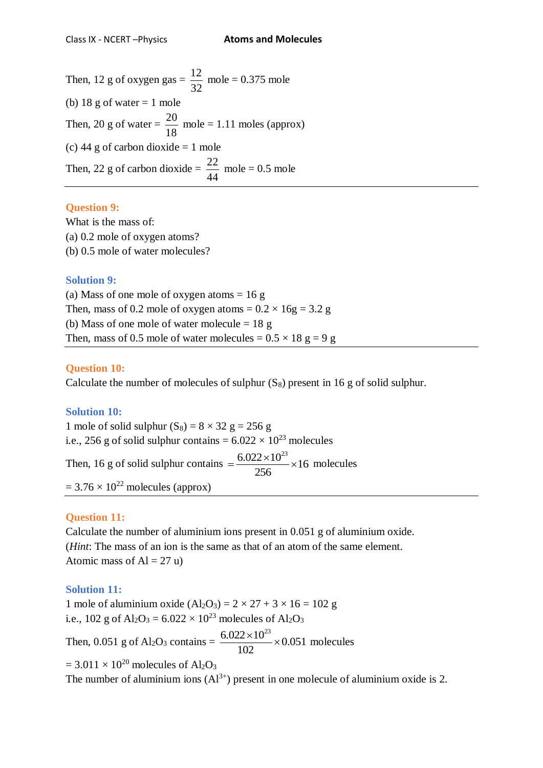Then, 12 g of oxygen gas = $\frac{12}{32}$ mole = 0.375 mole

(b) 18 g of water = 1 mole

Then, 20 g of water = $\frac{20}{18}$ mole = 1.11 moles (approx)

(c) 44 g of carbon dioxide = 1 mole

Then, 22 g of carbon dioxide = $\frac{22}{44}$ mole = 0.5 mole

---

**Question 9:**

What is the mass of:

(a) 0.2 mole of oxygen atoms?

(b) 0.5 mole of water molecules?

**Solution 9:**

(a) Mass of one mole of oxygen atoms = 16 g

Then, mass of 0.2 mole of oxygen atoms = 0.2 × 16g = 3.2 g

(b) Mass of one mole of water molecule = 18 g

Then, mass of 0.5 mole of water molecules = 0.5 × 18 g = 9 g

---

**Question 10:**

Calculate the number of molecules of sulphur ($S_8$) present in 16 g of solid sulphur.

**Solution 10:**

1 mole of solid sulphur ($S_8$) = 8 × 32 g = 256 g

i.e., 256 g of solid sulphur contains = $6.022 \times 10^{23}$ molecules

Then, 16 g of solid sulphur contains $= \frac{6.022 \times 10^{23}}{256} \times 16$ molecules

= $3.76 \times 10^{22}$ molecules (approx)

---

**Question 11:**

Calculate the number of aluminium ions present in 0.051 g of aluminium oxide.

(*Hint*: The mass of an ion is the same as that of an atom of the same element.

Atomic mass of Al = 27 u)

**Solution 11:**

1 mole of aluminium oxide ($Al_2O_3$) = 2 × 27 + 3 × 16 = 102 g

i.e., 102 g of $Al_2O_3$ = $6.022 \times 10^{23}$ molecules of $Al_2O_3$

Then, 0.051 g of $Al_2O_3$ contains = $\frac{6.022 \times 10^{23}}{102} \times 0.051$ molecules

= $3.011 \times 10^{20}$ molecules of $Al_2O_3$

The number of aluminium ions ($Al^{3+}$) present in one molecule of aluminium oxide is 2.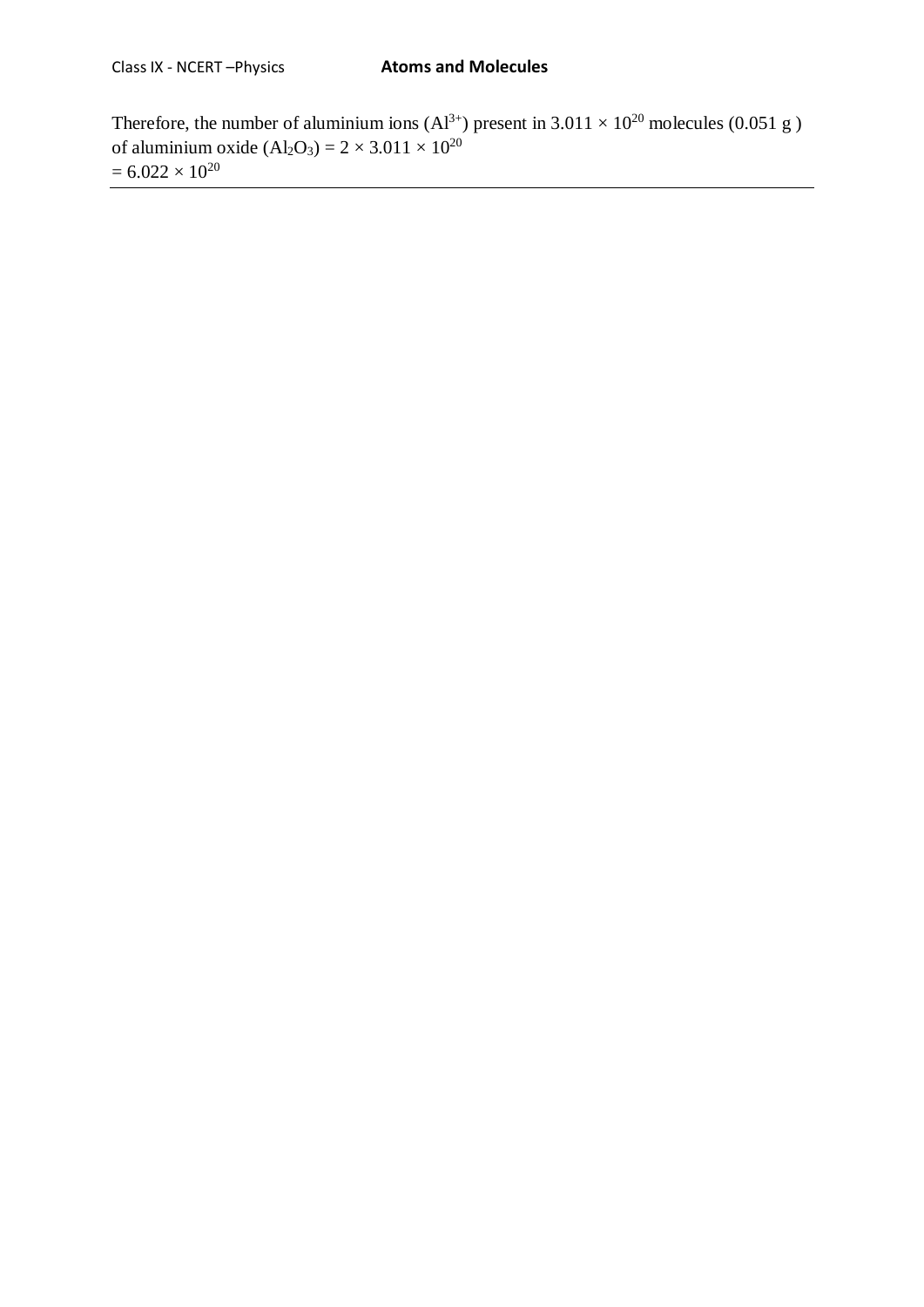Therefore, the number of aluminium ions ($Al^{3+}$) present in $3.011 \times 10^{20}$ molecules (0.051 g ) of aluminium oxide ($Al_2O_3$) = $2 \times 3.011 \times 10^{20}$

$= 6.022 \times 10^{20}$